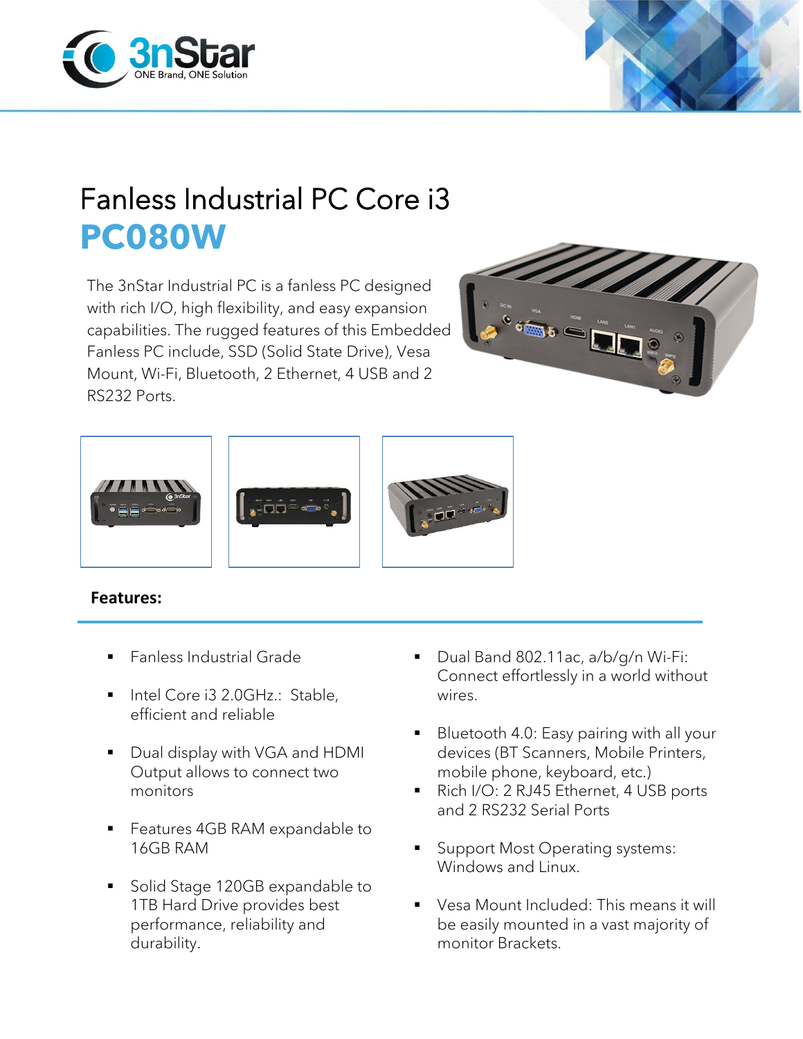# Fanless Industrial PC Core i3

# PC080W

The 3nStar Industrial PC is a fanless PC designed with rich I/O, high flexibility, and easy expansion capabilities. The rugged features of this Embedded Fanless PC include, SSD (Solid State Drive), Vesa Mount, Wi-Fi, Bluetooth, 2 Ethernet, 4 USB and 2 RS232 Ports.

**Features:**

- Fanless Industrial Grade
- Intel Core i3 2.0GHz.: Stable, efficient and reliable
- Dual display with VGA and HDMI Output allows to connect two monitors
- Features 4GB RAM expandable to 16GB RAM
- Solid Stage 120GB expandable to 1TB Hard Drive provides best performance, reliability and durability.
- Dual Band 802.11ac, a/b/g/n Wi-Fi: Connect effortlessly in a world without wires.
- Bluetooth 4.0: Easy pairing with all your devices (BT Scanners, Mobile Printers, mobile phone, keyboard, etc.)
- Rich I/O: 2 RJ45 Ethernet, 4 USB ports and 2 RS232 Serial Ports
- Support Most Operating systems: Windows and Linux.
- Vesa Mount Included: This means it will be easily mounted in a vast majority of monitor Brackets.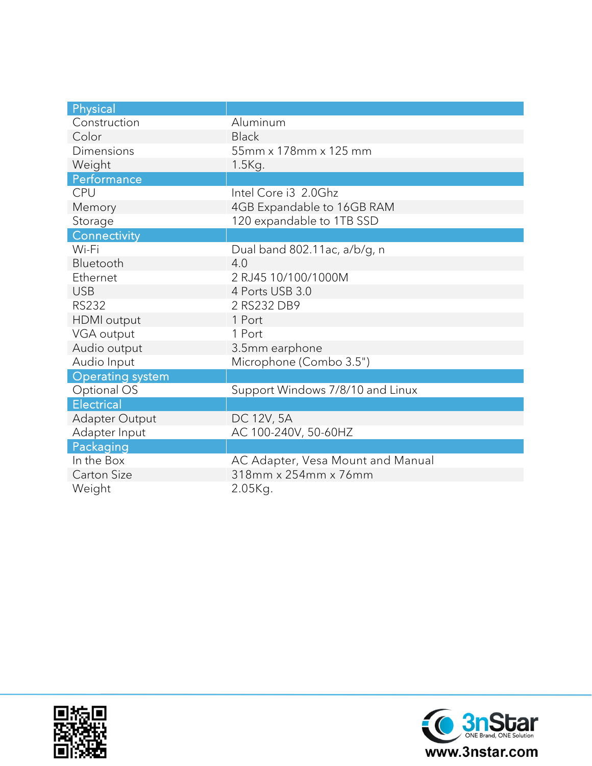| | |
|---|---|
| **Physical** | |
| Construction | Aluminum |
| Color | Black |
| Dimensions | 55mm x 178mm x 125 mm |
| Weight | 1.5Kg. |
| **Performance** | |
| CPU | Intel Core i3 2.0Ghz |
| Memory | 4GB Expandable to 16GB RAM |
| Storage | 120 expandable to 1TB SSD |
| **Connectivity** | |
| Wi-Fi | Dual band 802.11ac, a/b/g, n |
| Bluetooth | 4.0 |
| Ethernet | 2 RJ45 10/100/1000M |
| USB | 4 Ports USB 3.0 |
| RS232 | 2 RS232 DB9 |
| HDMI output | 1 Port |
| VGA output | 1 Port |
| Audio output | 3.5mm earphone |
| Audio Input | Microphone (Combo 3.5") |
| **Operating system** | |
| Optional OS | Support Windows 7/8/10 and Linux |
| **Electrical** | |
| Adapter Output | DC 12V, 5A |
| Adapter Input | AC 100-240V, 50-60HZ |
| **Packaging** | |
| In the Box | AC Adapter, Vesa Mount and Manual |
| Carton Size | 318mm x 254mm x 76mm |
| Weight | 2.05Kg. |

3nStar ONE Brand, ONE Solution

www.3nstar.com